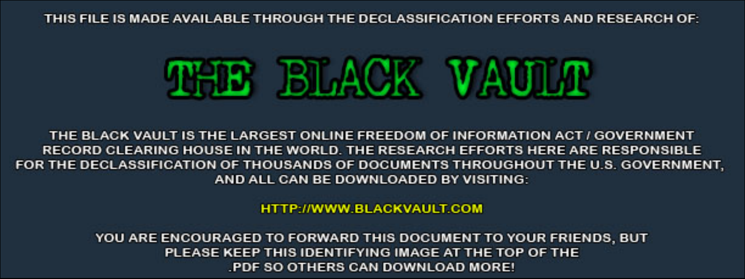THIS FILE IS MADE AVAILABLE THROUGH THE DECLASSIFICATION EFFORTS AND RESEARCH OF:

# THE BLACK VAULT

THE BLACK VAULT IS THE LARGEST ONLINE FREEDOM OF INFORMATION ACT / GOVERNMENT RECORD CLEARING HOUSE IN THE WORLD. THE RESEARCH EFFORTS HERE ARE RESPONSIBLE FOR THE DECLASSIFICATION OF THOUSANDS OF DOCUMENTS THROUGHOUT THE U.S. GOVERNMENT, AND ALL CAN BE DOWNLOADED BY VISITING:

HTTP://WWW.BLACKVAULT.COM

YOU ARE ENCOURAGED TO FORWARD THIS DOCUMENT TO YOUR FRIENDS, BUT PLEASE KEEP THIS IDENTIFYING IMAGE AT THE TOP OF THE .PDF SO OTHERS CAN DOWNLOAD MORE!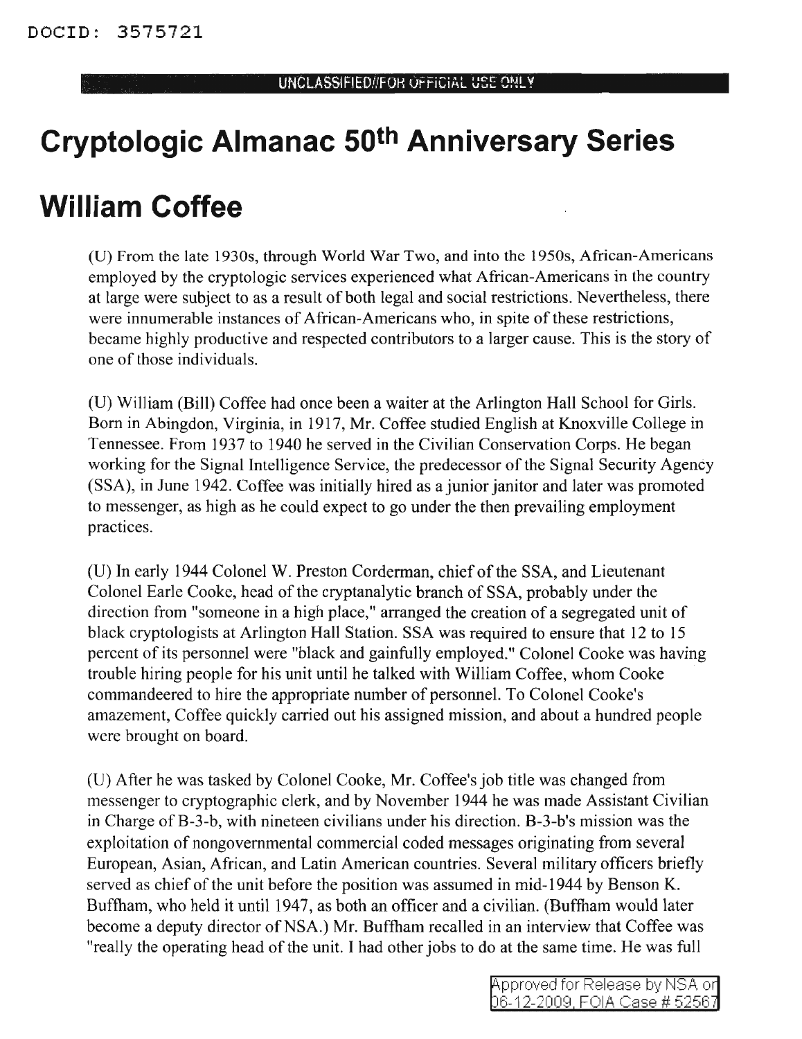DOCID: 3575721

UNCLASSIFIED//FOR OFFICIAL USE ONLY

# Cryptologic Almanac 50th Anniversary Series

# William Coffee

(U) From the late 1930s, through World War Two, and into the 1950s, African-Americans employed by the cryptologic services experienced what African-Americans in the country at large were subject to as a result of both legal and social restrictions. Nevertheless, there were innumerable instances of African-Americans who, in spite of these restrictions, became highly productive and respected contributors to a larger cause. This is the story of one of those individuals.

(U) William (Bill) Coffee had once been a waiter at the Arlington Hall School for Girls. Born in Abingdon, Virginia, in 1917, Mr. Coffee studied English at Knoxville College in Tennessee. From 1937 to 1940 he served in the Civilian Conservation Corps. He began working for the Signal Intelligence Service, the predecessor of the Signal Security Agency (SSA), in June 1942. Coffee was initially hired as a junior janitor and later was promoted to messenger, as high as he could expect to go under the then prevailing employment practices.

(U) In early 1944 Colonel W. Preston Corderman, chief of the SSA, and Lieutenant Colonel Earle Cooke, head of the cryptanalytic branch of SSA, probably under the direction from "someone in a high place," arranged the creation of a segregated unit of black cryptologists at Arlington Hall Station. SSA was required to ensure that 12 to 15 percent of its personnel were "black and gainfully employed." Colonel Cooke was having trouble hiring people for his unit until he talked with William Coffee, whom Cooke commandeered to hire the appropriate number of personnel. To Colonel Cooke's amazement, Coffee quickly carried out his assigned mission, and about a hundred people were brought on board.

(U) After he was tasked by Colonel Cooke, Mr. Coffee's job title was changed from messenger to cryptographic clerk, and by November 1944 he was made Assistant Civilian in Charge of B-3-b, with nineteen civilians under his direction. B-3-b's mission was the exploitation of nongovernmental commercial coded messages originating from several European, Asian, African, and Latin American countries. Several military officers briefly served as chief of the unit before the position was assumed in mid-1944 by Benson K. Buffham, who held it until 1947, as both an officer and a civilian. (Buffham would later become a deputy director of NSA.) Mr. Buffham recalled in an interview that Coffee was "really the operating head of the unit. I had other jobs to do at the same time. He was full

Approved for Release by NSA on 06-12-2009, FOIA Case # 52567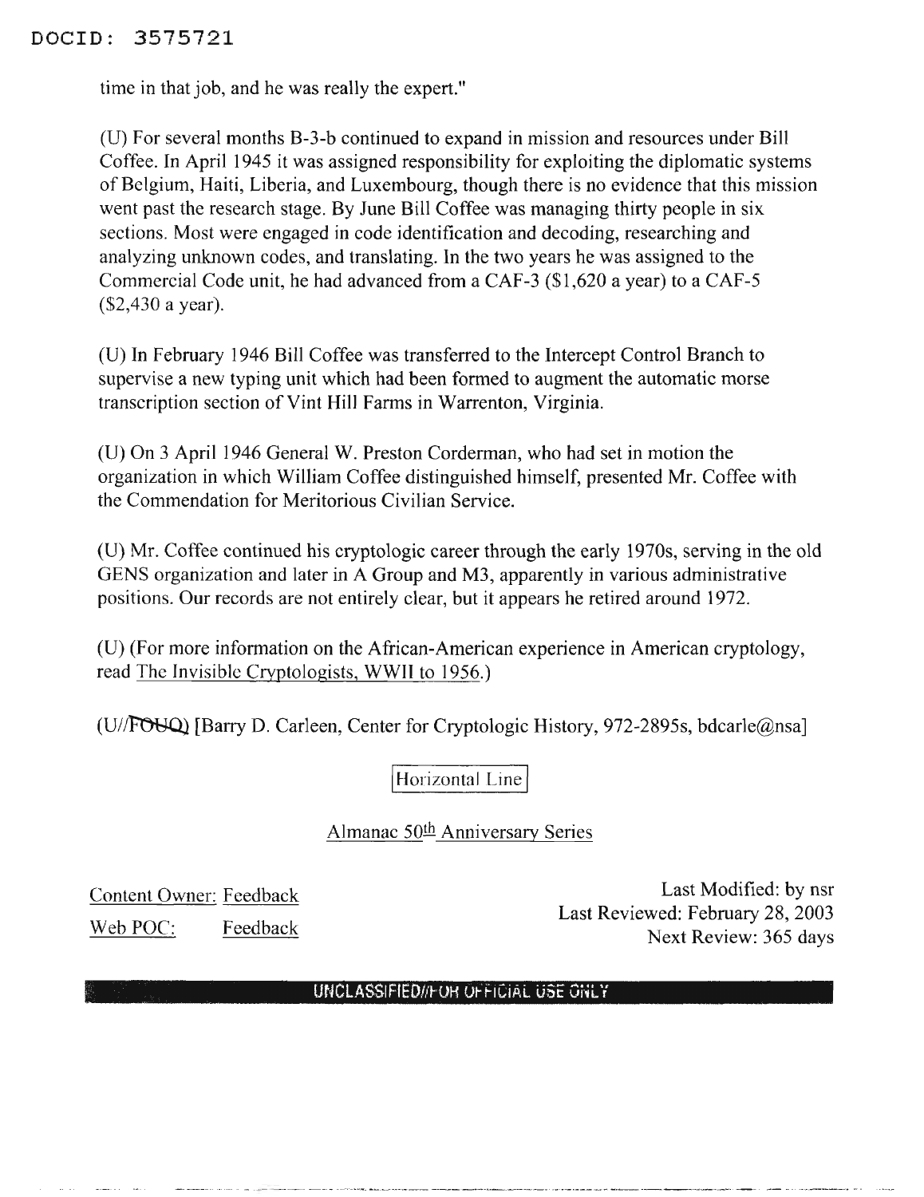time in that job, and he was really the expert."

(U) For several months B-3-b continued to expand in mission and resources under Bill Coffee. In April 1945 it was assigned responsibility for exploiting the diplomatic systems of Belgium, Haiti, Liberia, and Luxembourg, though there is no evidence that this mission went past the research stage. By June Bill Coffee was managing thirty people in six sections. Most were engaged in code identification and decoding, researching and analyzing unknown codes, and translating. In the two years he was assigned to the Commercial Code unit, he had advanced from a CAF-3 ($1,620 a year) to a CAF-5 ($2,430 a year).

(U) In February 1946 Bill Coffee was transferred to the Intercept Control Branch to supervise a new typing unit which had been formed to augment the automatic morse transcription section of Vint Hill Farms in Warrenton, Virginia.

(U) On 3 April 1946 General W. Preston Corderman, who had set in motion the organization in which William Coffee distinguished himself, presented Mr. Coffee with the Commendation for Meritorious Civilian Service.

(U) Mr. Coffee continued his cryptologic career through the early 1970s, serving in the old GENS organization and later in A Group and M3, apparently in various administrative positions. Our records are not entirely clear, but it appears he retired around 1972.

(U) (For more information on the African-American experience in American cryptology, read The Invisible Cryptologists, WWII to 1956.)

(U//FOUO) [Barry D. Carleen, Center for Cryptologic History, 972-2895s, bdcarle@nsa]

Horizontal Line

Almanac 50th Anniversary Series

Content Owner: Feedback

Web POC: Feedback

Last Modified: by nsr
Last Reviewed: February 28, 2003
Next Review: 365 days

UNCLASSIFIED//FOR OFFICIAL USE ONLY